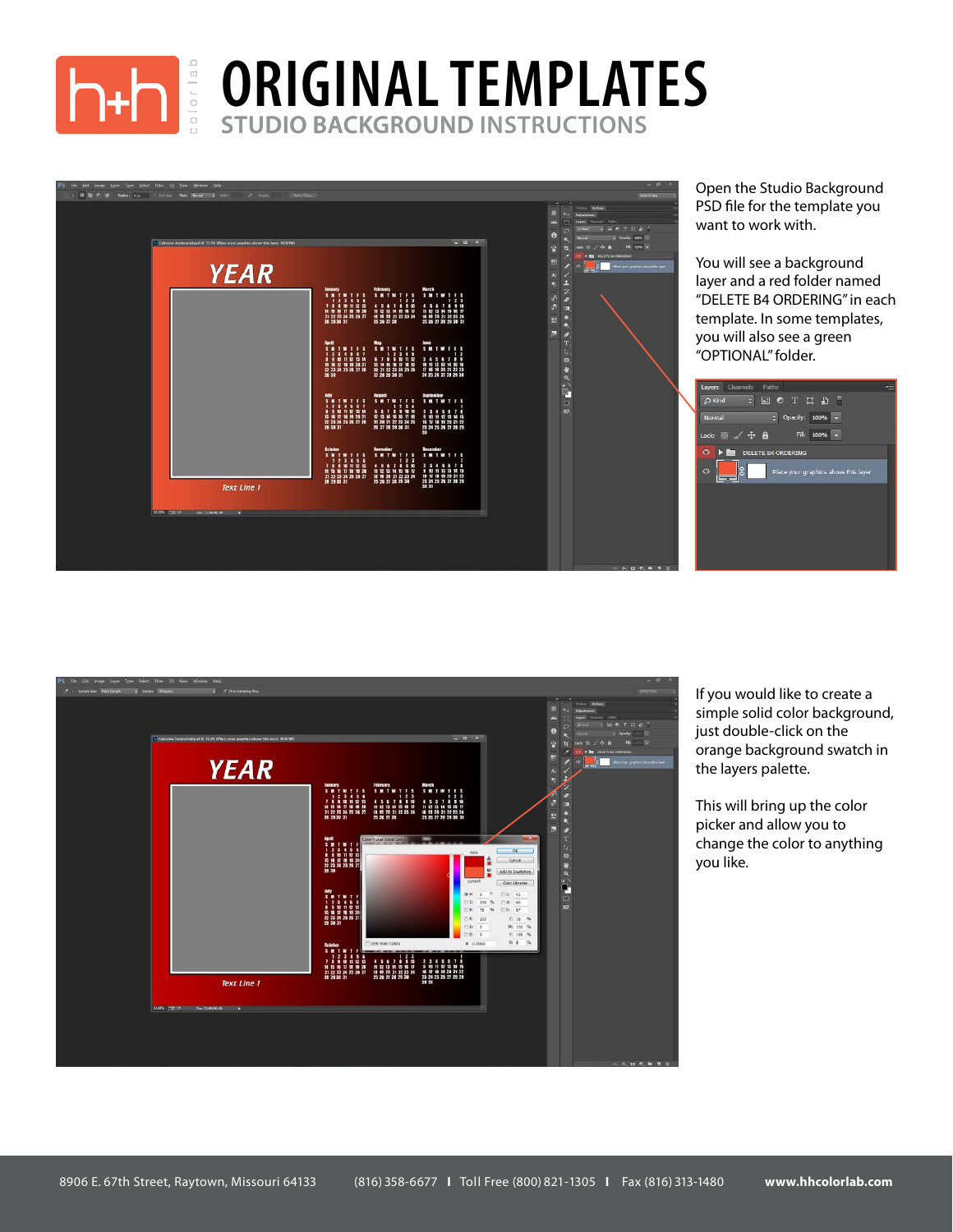# ORIGINAL TEMPLATES

## STUDIO BACKGROUND INSTRUCTIONS

Open the Studio Background PSD file for the template you want to work with.

You will see a background layer and a red folder named "DELETE B4 ORDERING" in each template. In some templates, you will also see a green "OPTIONAL" folder.

If you would like to create a simple solid color background, just double-click on the orange background swatch in the layers palette.

This will bring up the color picker and allow you to change the color to anything you like.

8906 E. 67th Street, Raytown, Missouri 64133 (816) 358-6677 | Toll Free (800) 821-1305 | Fax (816) 313-1480 **www.hhcolorlab.com**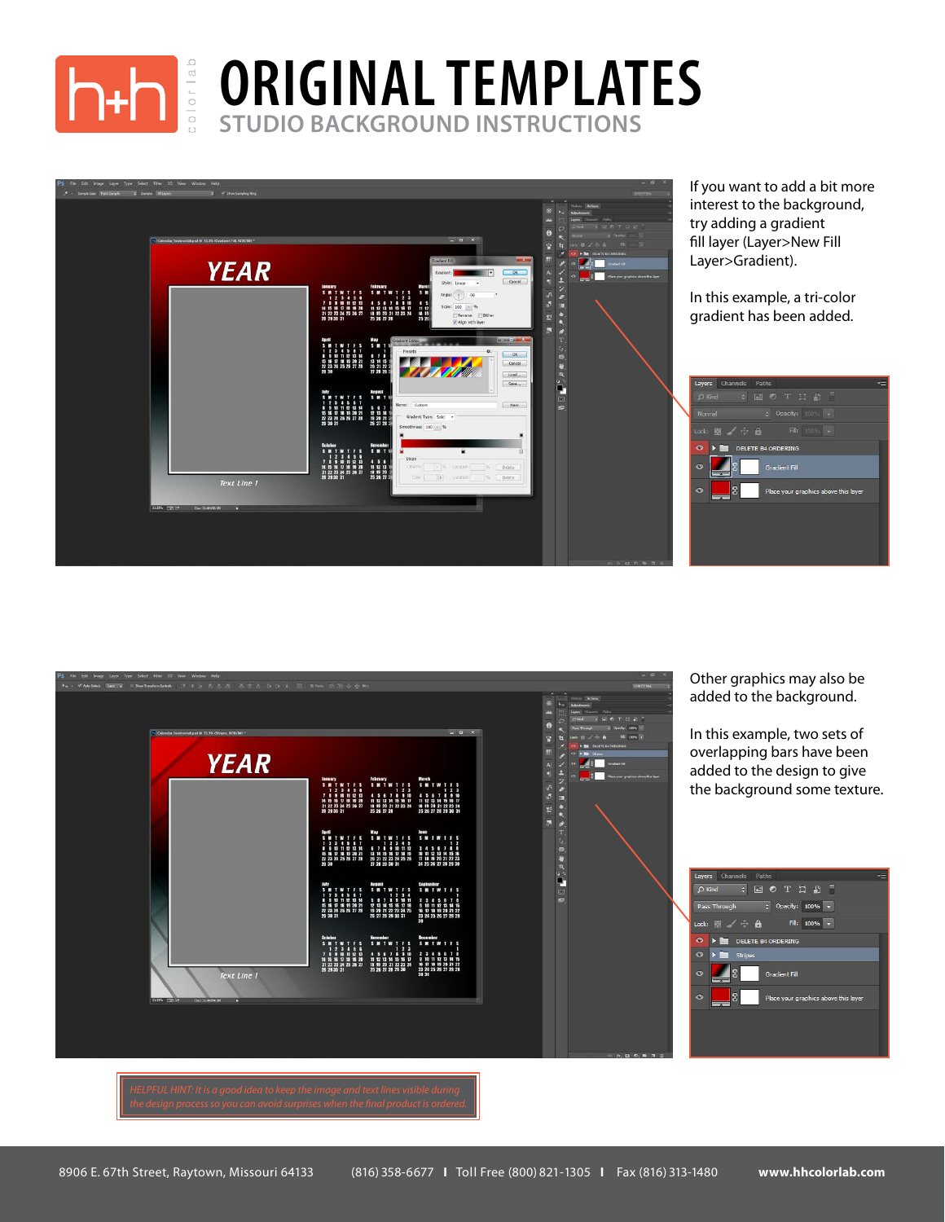# ORIGINAL TEMPLATES

## STUDIO BACKGROUND INSTRUCTIONS

If you want to add a bit more interest to the background, try adding a gradient fill layer (Layer>New Fill Layer>Gradient).

In this example, a tri-color gradient has been added.

Other graphics may also be added to the background.

In this example, two sets of overlapping bars have been added to the design to give the background some texture.

*HELPFUL HINT: It is a good idea to keep the image and text lines visible during the design process so you can avoid surprises when the final product is ordered.*

8906 E. 67th Street, Raytown, Missouri 64133 (816) 358-6677 I Toll Free (800) 821-1305 I Fax (816) 313-1480 **www.hhcolorlab.com**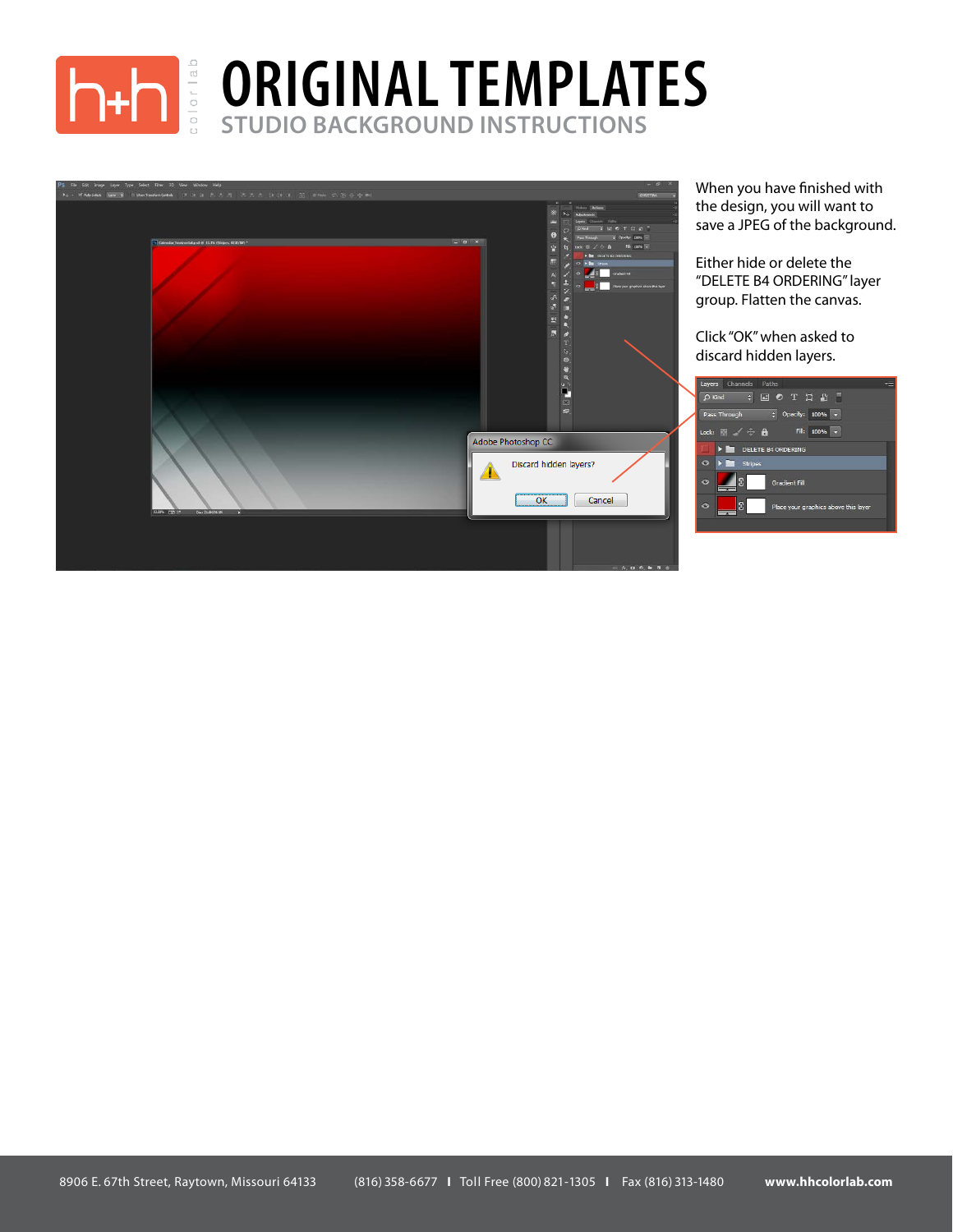# ORIGINAL TEMPLATES

## STUDIO BACKGROUND INSTRUCTIONS

When you have finished with the design, you will want to save a JPEG of the background.

Either hide or delete the "DELETE B4 ORDERING" layer group. Flatten the canvas.

Click "OK" when asked to discard hidden layers.

8906 E. 67th Street, Raytown, Missouri 64133 (816) 358-6677 | Toll Free (800) 821-1305 | Fax (816) 313-1480 **www.hhcolorlab.com**